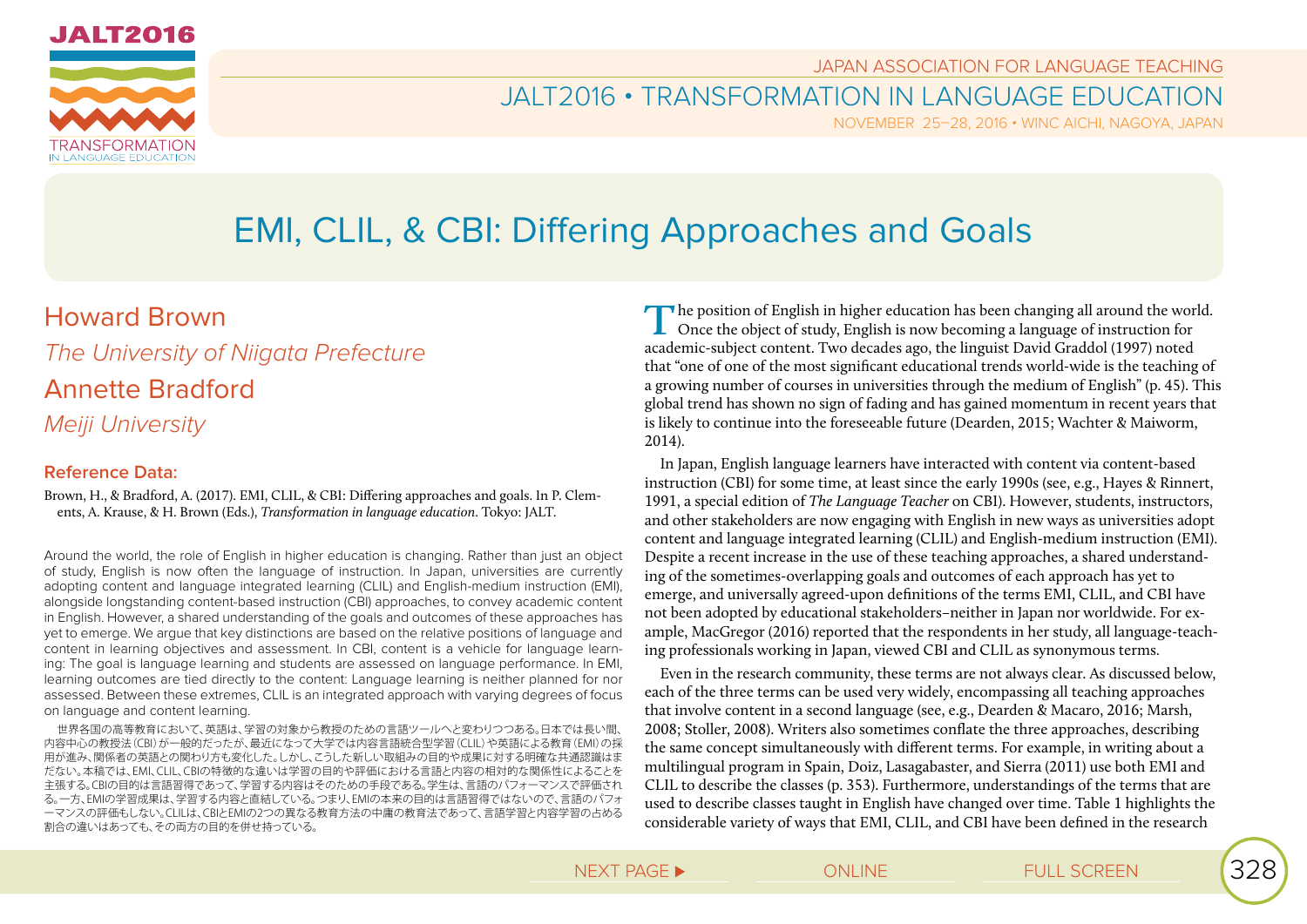# EMI, CLIL, & CBI: Differing Approaches and Goals

## Howard Brown

*The University of Niigata Prefecture*

## Annette Bradford

*Meiji University*

### Reference Data:

Brown, H., & Bradford, A. (2017). EMI, CLIL, & CBI: Differing approaches and goals. In P. Clements, A. Krause, & H. Brown (Eds.), *Transformation in language education*. Tokyo: JALT.

Around the world, the role of English in higher education is changing. Rather than just an object of study, English is now often the language of instruction. In Japan, universities are currently adopting content and language integrated learning (CLIL) and English-medium instruction (EMI), alongside longstanding content-based instruction (CBI) approaches, to convey academic content in English. However, a shared understanding of the goals and outcomes of these approaches has yet to emerge. We argue that key distinctions are based on the relative positions of language and content in learning objectives and assessment. In CBI, content is a vehicle for language learning: The goal is language learning and students are assessed on language performance. In EMI, learning outcomes are tied directly to the content: Language learning is neither planned for nor assessed. Between these extremes, CLIL is an integrated approach with varying degrees of focus on language and content learning.

世界各国の高等教育において、英語は、学習の対象から教授のための言語ツールへと変わりつつある。日本では長い間、内容中心の教授法（CBI）が一般的だったが、最近になって大学では内容言語統合型学習（CLIL）や英語による教育（EMI）の採用が進み、関係者の英語との関わり方も変化した。しかし、こうした新しい取組みの目的や成果に対する明確な共通認識はまだない。本稿では、EMI、CLIL、CBIの特徴的な違いは学習の目的や評価における言語と内容の相対的な関係性によることを主張する。CBIの目的は言語習得であって、学習する内容はそのための手段である。学生は、言語のパフォーマンスで評価される。一方、EMIの学習成果は、学習する内容と直結している。つまり、EMIの本来の目的は言語習得ではないので、言語のパフォーマンスの評価もしない。CLILは、CBIとEMIの2つの異なる教育方法の中庸の教育法であって、言語学習と内容学習の占める割合の違いはあっても、その両方の目的を併せ持っている。

The position of English in higher education has been changing all around the world. Once the object of study, English is now becoming a language of instruction for academic-subject content. Two decades ago, the linguist David Graddol (1997) noted that "one of one of the most significant educational trends world-wide is the teaching of a growing number of courses in universities through the medium of English" (p. 45). This global trend has shown no sign of fading and has gained momentum in recent years that is likely to continue into the foreseeable future (Dearden, 2015; Wachter & Maiworm, 2014).

In Japan, English language learners have interacted with content via content-based instruction (CBI) for some time, at least since the early 1990s (see, e.g., Hayes & Rinnert, 1991, a special edition of *The Language Teacher* on CBI). However, students, instructors, and other stakeholders are now engaging with English in new ways as universities adopt content and language integrated learning (CLIL) and English-medium instruction (EMI). Despite a recent increase in the use of these teaching approaches, a shared understanding of the sometimes-overlapping goals and outcomes of each approach has yet to emerge, and universally agreed-upon definitions of the terms EMI, CLIL, and CBI have not been adopted by educational stakeholders–neither in Japan nor worldwide. For example, MacGregor (2016) reported that the respondents in her study, all language-teaching professionals working in Japan, viewed CBI and CLIL as synonymous terms.

Even in the research community, these terms are not always clear. As discussed below, each of the three terms can be used very widely, encompassing all teaching approaches that involve content in a second language (see, e.g., Dearden & Macaro, 2016; Marsh, 2008; Stoller, 2008). Writers also sometimes conflate the three approaches, describing the same concept simultaneously with different terms. For example, in writing about a multilingual program in Spain, Doiz, Lasagabaster, and Sierra (2011) use both EMI and CLIL to describe the classes (p. 353). Furthermore, understandings of the terms that are used to describe classes taught in English have changed over time. Table 1 highlights the considerable variety of ways that EMI, CLIL, and CBI have been defined in the research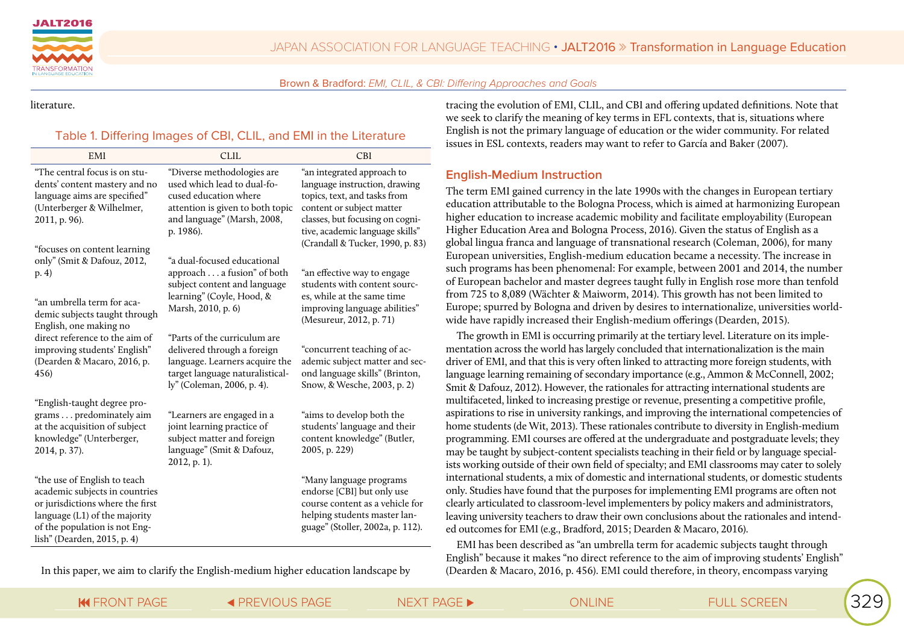literature.

Table 1. Differing Images of CBI, CLIL, and EMI in the Literature

| EMI | CLIL | CBI |
|---|---|---|
| "The central focus is on students' content mastery and no language aims are specified" (Unterberger & Wilhelmer, 2011, p. 96). | "Diverse methodologies are used which lead to dual-focused education where attention is given to both topic and language" (Marsh, 2008, p. 1986). | "an integrated approach to language instruction, drawing topics, text, and tasks from content or subject matter classes, but focusing on cognitive, academic language skills" (Crandall & Tucker, 1990, p. 83) |
| "focuses on content learning only" (Smit & Dafouz, 2012, p. 4) | "a dual-focused educational approach . . . a fusion" of both subject content and language learning" (Coyle, Hood, & Marsh, 2010, p. 6) | "an effective way to engage students with content sources, while at the same time improving language abilities" (Mesureur, 2012, p. 71) |
| "an umbrella term for academic subjects taught through English, one making no direct reference to the aim of improving students' English" (Dearden & Macaro, 2016, p. 456) | "Parts of the curriculum are delivered through a foreign language. Learners acquire the target language naturalistically" (Coleman, 2006, p. 4). | "concurrent teaching of academic subject matter and second language skills" (Brinton, Snow, & Wesche, 2003, p. 2) |
| "English-taught degree programs . . . predominately aim at the acquisition of subject knowledge" (Unterberger, 2014, p. 37). | "Learners are engaged in a joint learning practice of subject matter and foreign language" (Smit & Dafouz, 2012, p. 1). | "aims to develop both the students' language and their content knowledge" (Butler, 2005, p. 229) |
| "the use of English to teach academic subjects in countries or jurisdictions where the first language (L1) of the majority of the population is not English" (Dearden, 2015, p. 4) | | "Many language programs endorse [CBI] but only use course content as a vehicle for helping students master language" (Stoller, 2002a, p. 112). |

In this paper, we aim to clarify the English-medium higher education landscape by tracing the evolution of EMI, CLIL, and CBI and offering updated definitions. Note that we seek to clarify the meaning of key terms in EFL contexts, that is, situations where English is not the primary language of education or the wider community. For related issues in ESL contexts, readers may want to refer to García and Baker (2007).

## English-Medium Instruction

The term EMI gained currency in the late 1990s with the changes in European tertiary education attributable to the Bologna Process, which is aimed at harmonizing European higher education to increase academic mobility and facilitate employability (European Higher Education Area and Bologna Process, 2016). Given the status of English as a global lingua franca and language of transnational research (Coleman, 2006), for many European universities, English-medium education became a necessity. The increase in such programs has been phenomenal: For example, between 2001 and 2014, the number of European bachelor and master degrees taught fully in English rose more than tenfold from 725 to 8,089 (Wächter & Maiworm, 2014). This growth has not been limited to Europe; spurred by Bologna and driven by desires to internationalize, universities worldwide have rapidly increased their English-medium offerings (Dearden, 2015).

The growth in EMI is occurring primarily at the tertiary level. Literature on its implementation across the world has largely concluded that internationalization is the main driver of EMI, and that this is very often linked to attracting more foreign students, with language learning remaining of secondary importance (e.g., Ammon & McConnell, 2002; Smit & Dafouz, 2012). However, the rationales for attracting international students are multifaceted, linked to increasing prestige or revenue, presenting a competitive profile, aspirations to rise in university rankings, and improving the international competencies of home students (de Wit, 2013). These rationales contribute to diversity in English-medium programming. EMI courses are offered at the undergraduate and postgraduate levels; they may be taught by subject-content specialists teaching in their field or by language specialists working outside of their own field of specialty; and EMI classrooms may cater to solely international students, a mix of domestic and international students, or domestic students only. Studies have found that the purposes for implementing EMI programs are often not clearly articulated to classroom-level implementers by policy makers and administrators, leaving university teachers to draw their own conclusions about the rationales and intended outcomes for EMI (e.g., Bradford, 2015; Dearden & Macaro, 2016).

EMI has been described as "an umbrella term for academic subjects taught through English" because it makes "no direct reference to the aim of improving students' English" (Dearden & Macaro, 2016, p. 456). EMI could therefore, in theory, encompass varying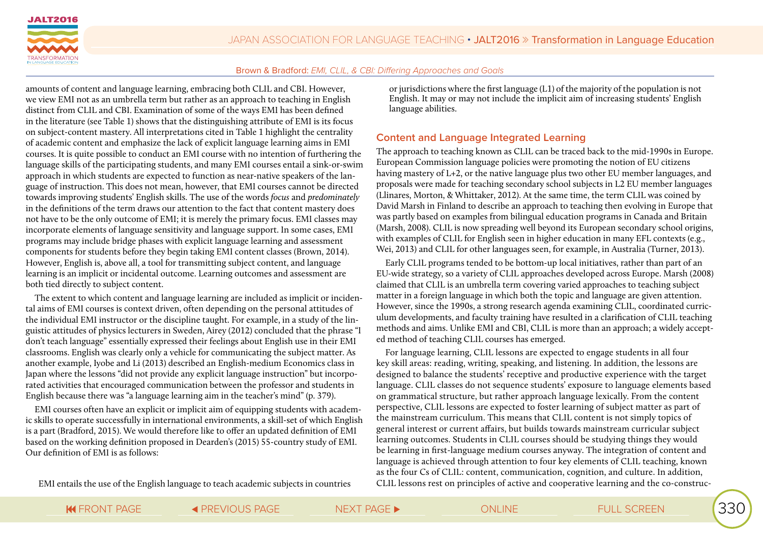amounts of content and language learning, embracing both CLIL and CBI. However, we view EMI not as an umbrella term but rather as an approach to teaching in English distinct from CLIL and CBI. Examination of some of the ways EMI has been defined in the literature (see Table 1) shows that the distinguishing attribute of EMI is its focus on subject-content mastery. All interpretations cited in Table 1 highlight the centrality of academic content and emphasize the lack of explicit language learning aims in EMI courses. It is quite possible to conduct an EMI course with no intention of furthering the language skills of the participating students, and many EMI courses entail a sink-or-swim approach in which students are expected to function as near-native speakers of the language of instruction. This does not mean, however, that EMI courses cannot be directed towards improving students' English skills. The use of the words *focus* and *predominately* in the definitions of the term draws our attention to the fact that content mastery does not have to be the only outcome of EMI; it is merely the primary focus. EMI classes may incorporate elements of language sensitivity and language support. In some cases, EMI programs may include bridge phases with explicit language learning and assessment components for students before they begin taking EMI content classes (Brown, 2014). However, English is, above all, a tool for transmitting subject content, and language learning is an implicit or incidental outcome. Learning outcomes and assessment are both tied directly to subject content.

The extent to which content and language learning are included as implicit or incidental aims of EMI courses is context driven, often depending on the personal attitudes of the individual EMI instructor or the discipline taught. For example, in a study of the linguistic attitudes of physics lecturers in Sweden, Airey (2012) concluded that the phrase "I don't teach language" essentially expressed their feelings about English use in their EMI classrooms. English was clearly only a vehicle for communicating the subject matter. As another example, Iyobe and Li (2013) described an English-medium Economics class in Japan where the lessons "did not provide any explicit language instruction" but incorporated activities that encouraged communication between the professor and students in English because there was "a language learning aim in the teacher's mind" (p. 379).

EMI courses often have an explicit or implicit aim of equipping students with academic skills to operate successfully in international environments, a skill-set of which English is a part (Bradford, 2015). We would therefore like to offer an updated definition of EMI based on the working definition proposed in Dearden's (2015) 55-country study of EMI. Our definition of EMI is as follows:

> EMI entails the use of the English language to teach academic subjects in countries or jurisdictions where the first language (L1) of the majority of the population is not English. It may or may not include the implicit aim of increasing students' English language abilities.

## Content and Language Integrated Learning

The approach to teaching known as CLIL can be traced back to the mid-1990s in Europe. European Commission language policies were promoting the notion of EU citizens having mastery of L+2, or the native language plus two other EU member languages, and proposals were made for teaching secondary school subjects in L2 EU member languages (Llinares, Morton, & Whittaker, 2012). At the same time, the term CLIL was coined by David Marsh in Finland to describe an approach to teaching then evolving in Europe that was partly based on examples from bilingual education programs in Canada and Britain (Marsh, 2008). CLIL is now spreading well beyond its European secondary school origins, with examples of CLIL for English seen in higher education in many EFL contexts (e.g., Wei, 2013) and CLIL for other languages seen, for example, in Australia (Turner, 2013).

Early CLIL programs tended to be bottom-up local initiatives, rather than part of an EU-wide strategy, so a variety of CLIL approaches developed across Europe. Marsh (2008) claimed that CLIL is an umbrella term covering varied approaches to teaching subject matter in a foreign language in which both the topic and language are given attention. However, since the 1990s, a strong research agenda examining CLIL, coordinated curriculum developments, and faculty training have resulted in a clarification of CLIL teaching methods and aims. Unlike EMI and CBI, CLIL is more than an approach; a widely accepted method of teaching CLIL courses has emerged.

For language learning, CLIL lessons are expected to engage students in all four key skill areas: reading, writing, speaking, and listening. In addition, the lessons are designed to balance the students' receptive and productive experience with the target language. CLIL classes do not sequence students' exposure to language elements based on grammatical structure, but rather approach language lexically. From the content perspective, CLIL lessons are expected to foster learning of subject matter as part of the mainstream curriculum. This means that CLIL content is not simply topics of general interest or current affairs, but builds towards mainstream curricular subject learning outcomes. Students in CLIL courses should be studying things they would be learning in first-language medium courses anyway. The integration of content and language is achieved through attention to four key elements of CLIL teaching, known as the four Cs of CLIL: content, communication, cognition, and culture. In addition, CLIL lessons rest on principles of active and cooperative learning and the co-construc-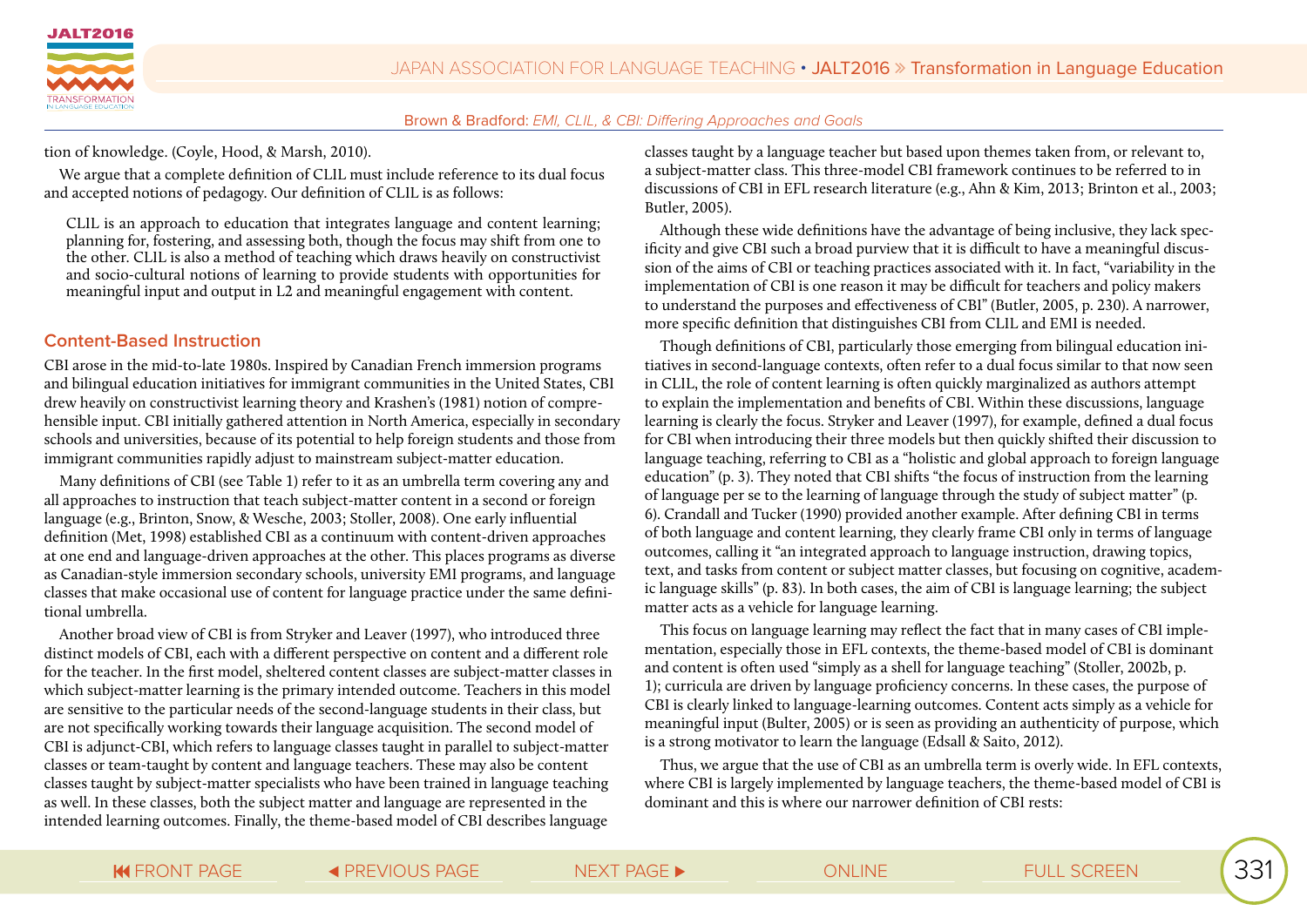tion of knowledge. (Coyle, Hood, & Marsh, 2010).

We argue that a complete definition of CLIL must include reference to its dual focus and accepted notions of pedagogy. Our definition of CLIL is as follows:

> CLIL is an approach to education that integrates language and content learning; planning for, fostering, and assessing both, though the focus may shift from one to the other. CLIL is also a method of teaching which draws heavily on constructivist and socio-cultural notions of learning to provide students with opportunities for meaningful input and output in L2 and meaningful engagement with content.

## Content-Based Instruction

CBI arose in the mid-to-late 1980s. Inspired by Canadian French immersion programs and bilingual education initiatives for immigrant communities in the United States, CBI drew heavily on constructivist learning theory and Krashen's (1981) notion of comprehensible input. CBI initially gathered attention in North America, especially in secondary schools and universities, because of its potential to help foreign students and those from immigrant communities rapidly adjust to mainstream subject-matter education.

Many definitions of CBI (see Table 1) refer to it as an umbrella term covering any and all approaches to instruction that teach subject-matter content in a second or foreign language (e.g., Brinton, Snow, & Wesche, 2003; Stoller, 2008). One early influential definition (Met, 1998) established CBI as a continuum with content-driven approaches at one end and language-driven approaches at the other. This places programs as diverse as Canadian-style immersion secondary schools, university EMI programs, and language classes that make occasional use of content for language practice under the same definitional umbrella.

Another broad view of CBI is from Stryker and Leaver (1997), who introduced three distinct models of CBI, each with a different perspective on content and a different role for the teacher. In the first model, sheltered content classes are subject-matter classes in which subject-matter learning is the primary intended outcome. Teachers in this model are sensitive to the particular needs of the second-language students in their class, but are not specifically working towards their language acquisition. The second model of CBI is adjunct-CBI, which refers to language classes taught in parallel to subject-matter classes or team-taught by content and language teachers. These may also be content classes taught by subject-matter specialists who have been trained in language teaching as well. In these classes, both the subject matter and language are represented in the intended learning outcomes. Finally, the theme-based model of CBI describes language classes taught by a language teacher but based upon themes taken from, or relevant to, a subject-matter class. This three-model CBI framework continues to be referred to in discussions of CBI in EFL research literature (e.g., Ahn & Kim, 2013; Brinton et al., 2003; Butler, 2005).

Although these wide definitions have the advantage of being inclusive, they lack specificity and give CBI such a broad purview that it is difficult to have a meaningful discussion of the aims of CBI or teaching practices associated with it. In fact, "variability in the implementation of CBI is one reason it may be difficult for teachers and policy makers to understand the purposes and effectiveness of CBI" (Butler, 2005, p. 230). A narrower, more specific definition that distinguishes CBI from CLIL and EMI is needed.

Though definitions of CBI, particularly those emerging from bilingual education initiatives in second-language contexts, often refer to a dual focus similar to that now seen in CLIL, the role of content learning is often quickly marginalized as authors attempt to explain the implementation and benefits of CBI. Within these discussions, language learning is clearly the focus. Stryker and Leaver (1997), for example, defined a dual focus for CBI when introducing their three models but then quickly shifted their discussion to language teaching, referring to CBI as a "holistic and global approach to foreign language education" (p. 3). They noted that CBI shifts "the focus of instruction from the learning of language per se to the learning of language through the study of subject matter" (p. 6). Crandall and Tucker (1990) provided another example. After defining CBI in terms of both language and content learning, they clearly frame CBI only in terms of language outcomes, calling it "an integrated approach to language instruction, drawing topics, text, and tasks from content or subject matter classes, but focusing on cognitive, academic language skills" (p. 83). In both cases, the aim of CBI is language learning; the subject matter acts as a vehicle for language learning.

This focus on language learning may reflect the fact that in many cases of CBI implementation, especially those in EFL contexts, the theme-based model of CBI is dominant and content is often used "simply as a shell for language teaching" (Stoller, 2002b, p. 1); curricula are driven by language proficiency concerns. In these cases, the purpose of CBI is clearly linked to language-learning outcomes. Content acts simply as a vehicle for meaningful input (Bulter, 2005) or is seen as providing an authenticity of purpose, which is a strong motivator to learn the language (Edsall & Saito, 2012).

Thus, we argue that the use of CBI as an umbrella term is overly wide. In EFL contexts, where CBI is largely implemented by language teachers, the theme-based model of CBI is dominant and this is where our narrower definition of CBI rests: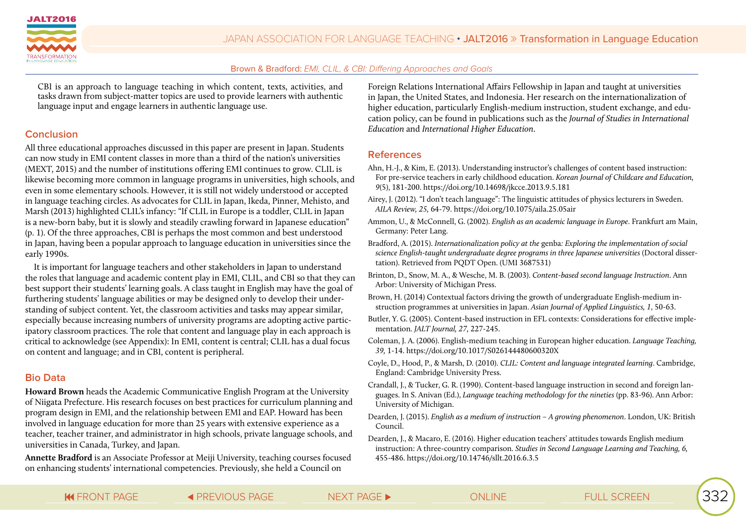CBI is an approach to language teaching in which content, texts, activities, and tasks drawn from subject-matter topics are used to provide learners with authentic language input and engage learners in authentic language use.

## Conclusion

All three educational approaches discussed in this paper are present in Japan. Students can now study in EMI content classes in more than a third of the nation's universities (MEXT, 2015) and the number of institutions offering EMI continues to grow. CLIL is likewise becoming more common in language programs in universities, high schools, and even in some elementary schools. However, it is still not widely understood or accepted in language teaching circles. As advocates for CLIL in Japan, Ikeda, Pinner, Mehisto, and Marsh (2013) highlighted CLIL's infancy: "If CLIL in Europe is a toddler, CLIL in Japan is a new-born baby, but it is slowly and steadily crawling forward in Japanese education" (p. 1). Of the three approaches, CBI is perhaps the most common and best understood in Japan, having been a popular approach to language education in universities since the early 1990s.

It is important for language teachers and other stakeholders in Japan to understand the roles that language and academic content play in EMI, CLIL, and CBI so that they can best support their students' learning goals. A class taught in English may have the goal of furthering students' language abilities or may be designed only to develop their understanding of subject content. Yet, the classroom activities and tasks may appear similar, especially because increasing numbers of university programs are adopting active participatory classroom practices. The role that content and language play in each approach is critical to acknowledge (see Appendix): In EMI, content is central; CLIL has a dual focus on content and language; and in CBI, content is peripheral.

## Bio Data

**Howard Brown** heads the Academic Communicative English Program at the University of Niigata Prefecture. His research focuses on best practices for curriculum planning and program design in EMI, and the relationship between EMI and EAP. Howard has been involved in language education for more than 25 years with extensive experience as a teacher, teacher trainer, and administrator in high schools, private language schools, and universities in Canada, Turkey, and Japan.

**Annette Bradford** is an Associate Professor at Meiji University, teaching courses focused on enhancing students' international competencies. Previously, she held a Council on Foreign Relations International Affairs Fellowship in Japan and taught at universities in Japan, the United States, and Indonesia. Her research on the internationalization of higher education, particularly English-medium instruction, student exchange, and education policy, can be found in publications such as the *Journal of Studies in International Education* and *International Higher Education*.

## References

Ahn, H.-J., & Kim, E. (2013). Understanding instructor's challenges of content based instruction: For pre-service teachers in early childhood education. *Korean Journal of Childcare and Education, 9*(5), 181-200. https://doi.org/10.14698/jkcce.2013.9.5.181

Airey, J. (2012). "I don't teach language": The linguistic attitudes of physics lecturers in Sweden. *AILA Review, 25,* 64-79. https://doi.org/10.1075/aila.25.05air

Ammon, U., & McConnell, G. (2002). *English as an academic language in Europe*. Frankfurt am Main, Germany: Peter Lang.

Bradford, A. (2015). *Internationalization policy at the* genba*: Exploring the implementation of social science English-taught undergraduate degree programs in three Japanese universities* (Doctoral dissertation). Retrieved from PQDT Open. (UMI 3687531)

Brinton, D., Snow, M. A., & Wesche, M. B. (2003). *Content-based second language Instruction*. Ann Arbor: University of Michigan Press.

Brown, H. (2014) Contextual factors driving the growth of undergraduate English-medium instruction programmes at universities in Japan. *Asian Journal of Applied Linguistics, 1*, 50-63.

Butler, Y. G. (2005). Content-based instruction in EFL contexts: Considerations for effective implementation. *JALT Journal, 27,* 227-245.

Coleman, J. A. (2006). English-medium teaching in European higher education. *Language Teaching, 39,* 1-14. https://doi.org/10.1017/S026144480600320X

Coyle, D., Hood, P., & Marsh, D. (2010). *CLIL: Content and language integrated learning*. Cambridge, England: Cambridge University Press.

Crandall, J., & Tucker, G. R. (1990). Content-based language instruction in second and foreign languages. In S. Anivan (Ed.), *Language teaching methodology for the nineties* (pp. 83-96). Ann Arbor: University of Michigan.

Dearden, J. (2015). *English as a medium of instruction – A growing phenomenon*. London, UK: British Council.

Dearden, J., & Macaro, E. (2016). Higher education teachers' attitudes towards English medium instruction: A three-country comparison. *Studies in Second Language Learning and Teaching, 6,* 455-486. https://doi.org/10.14746/sllt.2016.6.3.5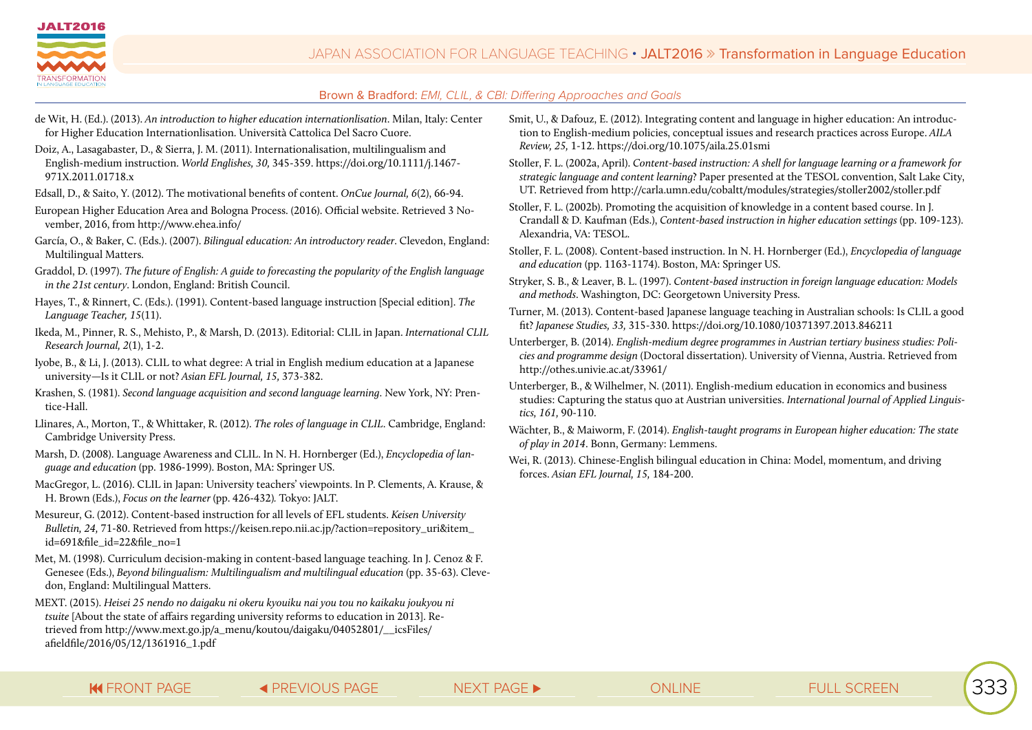de Wit, H. (Ed.). (2013). *An introduction to higher education internationlisation*. Milan, Italy: Center for Higher Education Internationlisation. Università Cattolica Del Sacro Cuore.

Doiz, A., Lasagabaster, D., & Sierra, J. M. (2011). Internationalisation, multilingualism and English-medium instruction. *World Englishes, 30,* 345-359. https://doi.org/10.1111/j.1467-971X.2011.01718.x

Edsall, D., & Saito, Y. (2012). The motivational benefits of content. *OnCue Journal, 6*(2), 66-94.

European Higher Education Area and Bologna Process. (2016). Official website. Retrieved 3 November, 2016, from http://www.ehea.info/

García, O., & Baker, C. (Eds.). (2007). *Bilingual education: An introductory reader*. Clevedon, England: Multilingual Matters.

Graddol, D. (1997). *The future of English: A guide to forecasting the popularity of the English language in the 21st century*. London, England: British Council.

Hayes, T., & Rinnert, C. (Eds.). (1991). Content-based language instruction [Special edition]. *The Language Teacher, 15*(11).

Ikeda, M., Pinner, R. S., Mehisto, P., & Marsh, D. (2013). Editorial: CLIL in Japan. *International CLIL Research Journal, 2*(1), 1-2.

Iyobe, B., & Li, J. (2013). CLIL to what degree: A trial in English medium education at a Japanese university—Is it CLIL or not? *Asian EFL Journal, 15,* 373-382.

Krashen, S. (1981). *Second language acquisition and second language learning*. New York, NY: Prentice-Hall.

Llinares, A., Morton, T., & Whittaker, R. (2012). *The roles of language in CLIL*. Cambridge, England: Cambridge University Press.

Marsh, D. (2008). Language Awareness and CLIL. In N. H. Hornberger (Ed.), *Encyclopedia of language and education* (pp. 1986-1999). Boston, MA: Springer US.

MacGregor, L. (2016). CLIL in Japan: University teachers' viewpoints. In P. Clements, A. Krause, & H. Brown (Eds.), *Focus on the learner* (pp. 426-432)*.* Tokyo: JALT.

Mesureur, G. (2012). Content-based instruction for all levels of EFL students. *Keisen University Bulletin, 24,* 71-80. Retrieved from https://keisen.repo.nii.ac.jp/?action=repository_uri&item_id=691&file_id=22&file_no=1

Met, M. (1998). Curriculum decision-making in content-based language teaching. In J. Cenoz & F. Genesee (Eds.), *Beyond bilingualism: Multilingualism and multilingual education* (pp. 35-63). Clevedon, England: Multilingual Matters.

MEXT. (2015). *Heisei 25 nendo no daigaku ni okeru kyouiku nai you tou no kaikaku joukyou ni tsuite* [About the state of affairs regarding university reforms to education in 2013]. Retrieved from http://www.mext.go.jp/a_menu/koutou/daigaku/04052801/__icsFiles/afieldfile/2016/05/12/1361916_1.pdf

Smit, U., & Dafouz, E. (2012). Integrating content and language in higher education: An introduction to English-medium policies, conceptual issues and research practices across Europe. *AILA Review, 25,* 1-12. https://doi.org/10.1075/aila.25.01smi

Stoller, F. L. (2002a, April). *Content-based instruction: A shell for language learning or a framework for strategic language and content learning*? Paper presented at the TESOL convention, Salt Lake City, UT. Retrieved from http://carla.umn.edu/cobaltt/modules/strategies/stoller2002/stoller.pdf

Stoller, F. L. (2002b). Promoting the acquisition of knowledge in a content based course. In J. Crandall & D. Kaufman (Eds.), *Content-based instruction in higher education settings* (pp. 109-123). Alexandria, VA: TESOL.

Stoller, F. L. (2008). Content-based instruction. In N. H. Hornberger (Ed.), *Encyclopedia of language and education* (pp. 1163-1174). Boston, MA: Springer US.

Stryker, S. B., & Leaver, B. L. (1997). *Content-based instruction in foreign language education: Models and methods*. Washington, DC: Georgetown University Press.

Turner, M. (2013). Content-based Japanese language teaching in Australian schools: Is CLIL a good fit? *Japanese Studies, 33,* 315-330. https://doi.org/10.1080/10371397.2013.846211

Unterberger, B. (2014). *English-medium degree programmes in Austrian tertiary business studies: Policies and programme design* (Doctoral dissertation). University of Vienna, Austria. Retrieved from http://othes.univie.ac.at/33961/

Unterberger, B., & Wilhelmer, N. (2011). English-medium education in economics and business studies: Capturing the status quo at Austrian universities. *International Journal of Applied Linguistics, 161,* 90-110.

Wächter, B., & Maiworm, F. (2014). *English-taught programs in European higher education: The state of play in 2014*. Bonn, Germany: Lemmens.

Wei, R. (2013). Chinese-English bilingual education in China: Model, momentum, and driving forces. *Asian EFL Journal, 15,* 184-200.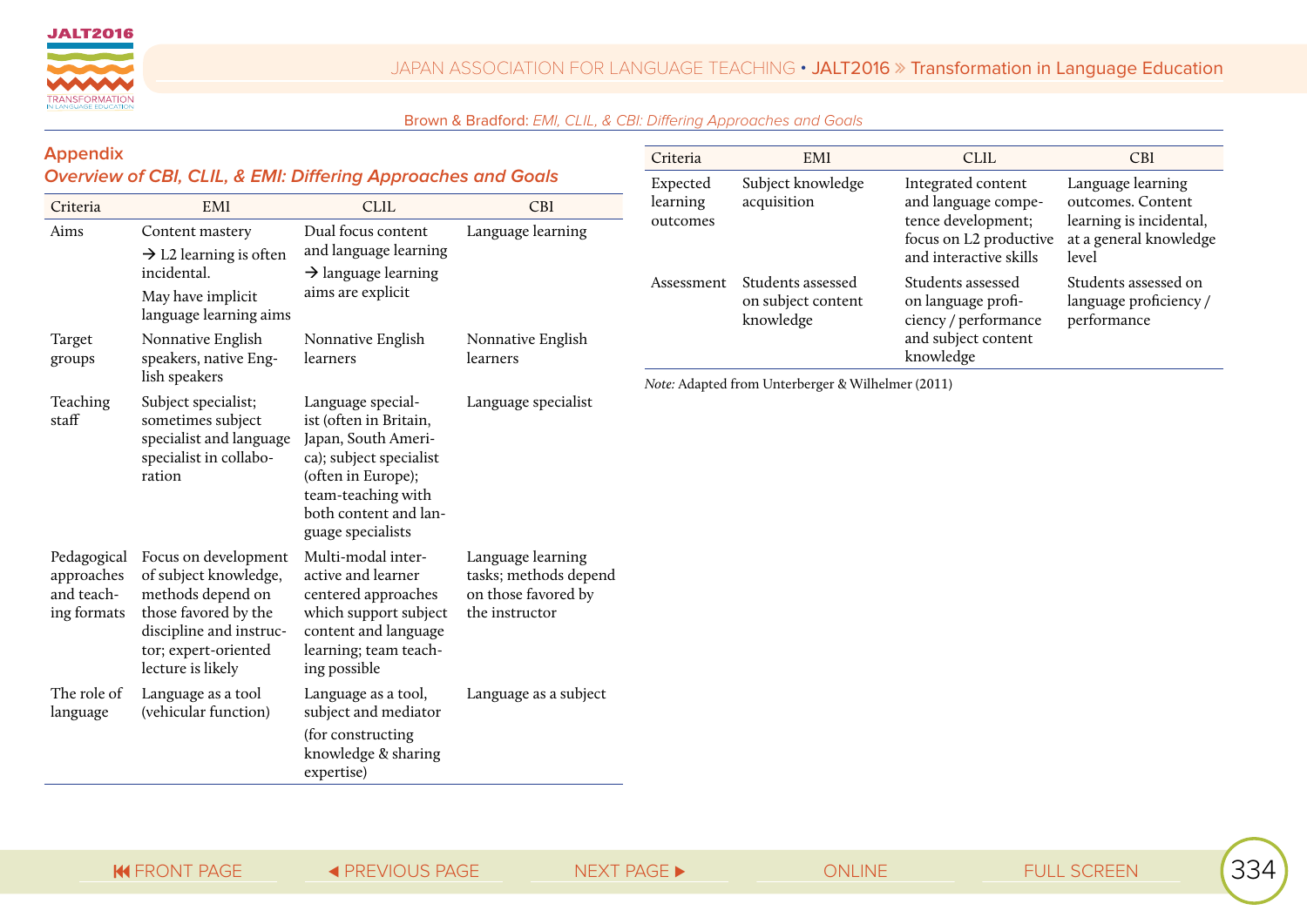## Appendix

### *Overview of CBI, CLIL, & EMI: Differing Approaches and Goals*

| Criteria | EMI | CLIL | CBI |
|---|---|---|---|
| Aims | Content mastery → L2 learning is often incidental. May have implicit language learning aims | Dual focus content and language learning → language learning aims are explicit | Language learning |
| Target groups | Nonnative English speakers, native English speakers | Nonnative English learners | Nonnative English learners |
| Teaching staff | Subject specialist; sometimes subject specialist and language specialist in collaboration | Language specialist (often in Britain, Japan, South America); subject specialist (often in Europe); team-teaching with both content and language specialists | Language specialist |
| Pedagogical approaches and teaching formats | Focus on development of subject knowledge, methods depend on those favored by the discipline and instructor; expert-oriented lecture is likely | Multi-modal interactive and learner centered approaches which support subject content and language learning; team teaching possible | Language learning tasks; methods depend on those favored by the instructor |
| The role of language | Language as a tool (vehicular function) | Language as a tool, subject and mediator (for constructing knowledge & sharing expertise) | Language as a subject |
| Expected learning outcomes | Subject knowledge acquisition | Integrated content and language competence development; focus on L2 productive and interactive skills | Language learning outcomes. Content learning is incidental, at a general knowledge level |
| Assessment | Students assessed on subject content knowledge | Students assessed on language proficiency / performance and subject content knowledge | Students assessed on language proficiency / performance |

*Note:* Adapted from Unterberger & Wilhelmer (2011)